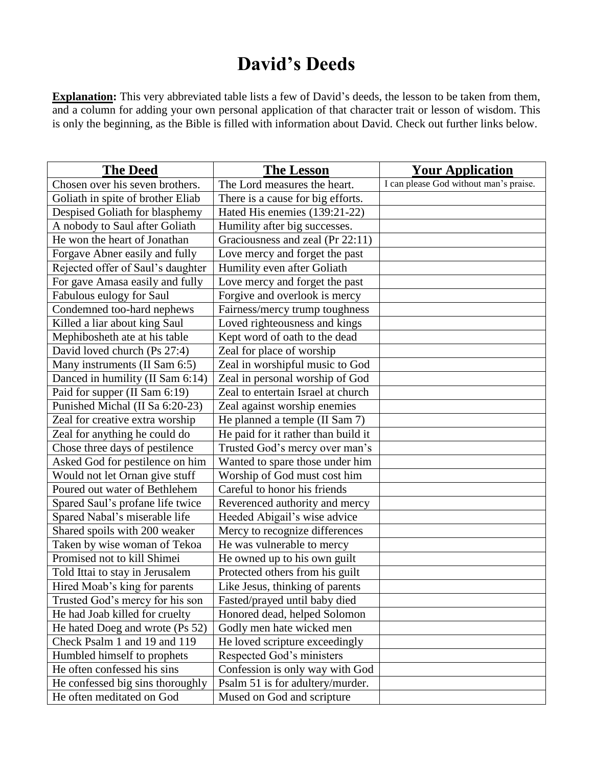# David's Deeds

**Explanation:** This very abbreviated table lists a few of David's deeds, the lesson to be taken from them, and a column for adding your own personal application of that character trait or lesson of wisdom. This is only the beginning, as the Bible is filled with information about David. Check out further links below.

| **The Deed** | **The Lesson** | **Your Application** |
|---|---|---|
| Chosen over his seven brothers. | The Lord measures the heart. | I can please God without man's praise. |
| Goliath in spite of brother Eliab | There is a cause for big efforts. | |
| Despised Goliath for blasphemy | Hated His enemies (139:21-22) | |
| A nobody to Saul after Goliath | Humility after big successes. | |
| He won the heart of Jonathan | Graciousness and zeal (Pr 22:11) | |
| Forgave Abner easily and fully | Love mercy and forget the past | |
| Rejected offer of Saul's daughter | Humility even after Goliath | |
| For gave Amasa easily and fully | Love mercy and forget the past | |
| Fabulous eulogy for Saul | Forgive and overlook is mercy | |
| Condemned too-hard nephews | Fairness/mercy trump toughness | |
| Killed a liar about king Saul | Loved righteousness and kings | |
| Mephibosheth ate at his table | Kept word of oath to the dead | |
| David loved church (Ps 27:4) | Zeal for place of worship | |
| Many instruments (II Sam 6:5) | Zeal in worshipful music to God | |
| Danced in humility (II Sam 6:14) | Zeal in personal worship of God | |
| Paid for supper (II Sam 6:19) | Zeal to entertain Israel at church | |
| Punished Michal (II Sa 6:20-23) | Zeal against worship enemies | |
| Zeal for creative extra worship | He planned a temple (II Sam 7) | |
| Zeal for anything he could do | He paid for it rather than build it | |
| Chose three days of pestilence | Trusted God's mercy over man's | |
| Asked God for pestilence on him | Wanted to spare those under him | |
| Would not let Ornan give stuff | Worship of God must cost him | |
| Poured out water of Bethlehem | Careful to honor his friends | |
| Spared Saul's profane life twice | Reverenced authority and mercy | |
| Spared Nabal's miserable life | Heeded Abigail's wise advice | |
| Shared spoils with 200 weaker | Mercy to recognize differences | |
| Taken by wise woman of Tekoa | He was vulnerable to mercy | |
| Promised not to kill Shimei | He owned up to his own guilt | |
| Told Ittai to stay in Jerusalem | Protected others from his guilt | |
| Hired Moab's king for parents | Like Jesus, thinking of parents | |
| Trusted God's mercy for his son | Fasted/prayed until baby died | |
| He had Joab killed for cruelty | Honored dead, helped Solomon | |
| He hated Doeg and wrote (Ps 52) | Godly men hate wicked men | |
| Check Psalm 1 and 19 and 119 | He loved scripture exceedingly | |
| Humbled himself to prophets | Respected God's ministers | |
| He often confessed his sins | Confession is only way with God | |
| He confessed big sins thoroughly | Psalm 51 is for adultery/murder. | |
| He often meditated on God | Mused on God and scripture | |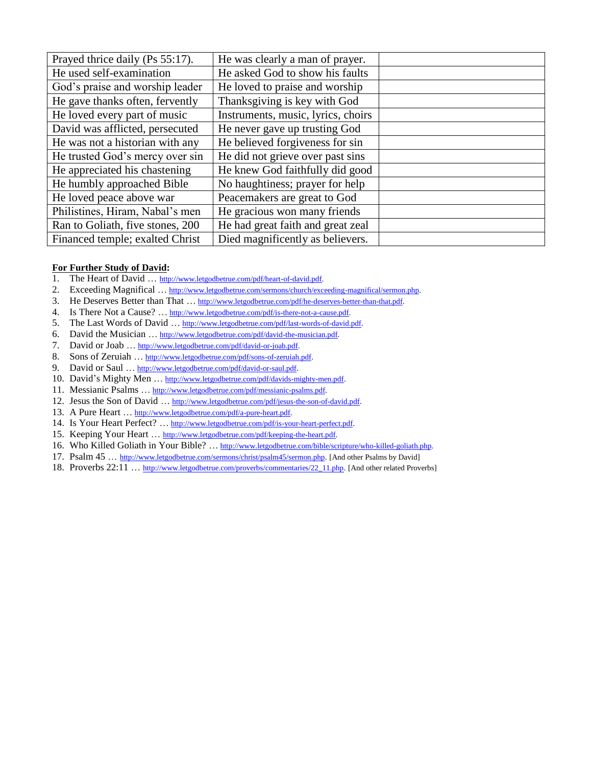| | | |
|---|---|---|
| Prayed thrice daily (Ps 55:17). | He was clearly a man of prayer. | |
| He used self-examination | He asked God to show his faults | |
| God's praise and worship leader | He loved to praise and worship | |
| He gave thanks often, fervently | Thanksgiving is key with God | |
| He loved every part of music | Instruments, music, lyrics, choirs | |
| David was afflicted, persecuted | He never gave up trusting God | |
| He was not a historian with any | He believed forgiveness for sin | |
| He trusted God's mercy over sin | He did not grieve over past sins | |
| He appreciated his chastening | He knew God faithfully did good | |
| He humbly approached Bible | No haughtiness; prayer for help | |
| He loved peace above war | Peacemakers are great to God | |
| Philistines, Hiram, Nabal's men | He gracious won many friends | |
| Ran to Goliath, five stones, 200 | He had great faith and great zeal | |
| Financed temple; exalted Christ | Died magnificently as believers. | |

**For Further Study of David:**

1. The Heart of David … http://www.letgodbetrue.com/pdf/heart-of-david.pdf.
2. Exceeding Magnifical … http://www.letgodbetrue.com/sermons/church/exceeding-magnifical/sermon.php.
3. He Deserves Better than That … http://www.letgodbetrue.com/pdf/he-deserves-better-than-that.pdf.
4. Is There Not a Cause? … http://www.letgodbetrue.com/pdf/is-there-not-a-cause.pdf.
5. The Last Words of David … http://www.letgodbetrue.com/pdf/last-words-of-david.pdf.
6. David the Musician … http://www.letgodbetrue.com/pdf/david-the-musician.pdf.
7. David or Joab … http://www.letgodbetrue.com/pdf/david-or-joab.pdf.
8. Sons of Zeruiah … http://www.letgodbetrue.com/pdf/sons-of-zeruiah.pdf.
9. David or Saul … http://www.letgodbetrue.com/pdf/david-or-saul.pdf.
10. David's Mighty Men … http://www.letgodbetrue.com/pdf/davids-mighty-men.pdf.
11. Messianic Psalms … http://www.letgodbetrue.com/pdf/messianic-psalms.pdf.
12. Jesus the Son of David … http://www.letgodbetrue.com/pdf/jesus-the-son-of-david.pdf.
13. A Pure Heart … http://www.letgodbetrue.com/pdf/a-pure-heart.pdf.
14. Is Your Heart Perfect? … http://www.letgodbetrue.com/pdf/is-your-heart-perfect.pdf.
15. Keeping Your Heart … http://www.letgodbetrue.com/pdf/keeping-the-heart.pdf.
16. Who Killed Goliath in Your Bible? … http://www.letgodbetrue.com/bible/scripture/who-killed-goliath.php.
17. Psalm 45 … http://www.letgodbetrue.com/sermons/christ/psalm45/sermon.php. [And other Psalms by David]
18. Proverbs 22:11 … http://www.letgodbetrue.com/proverbs/commentaries/22_11.php. [And other related Proverbs]